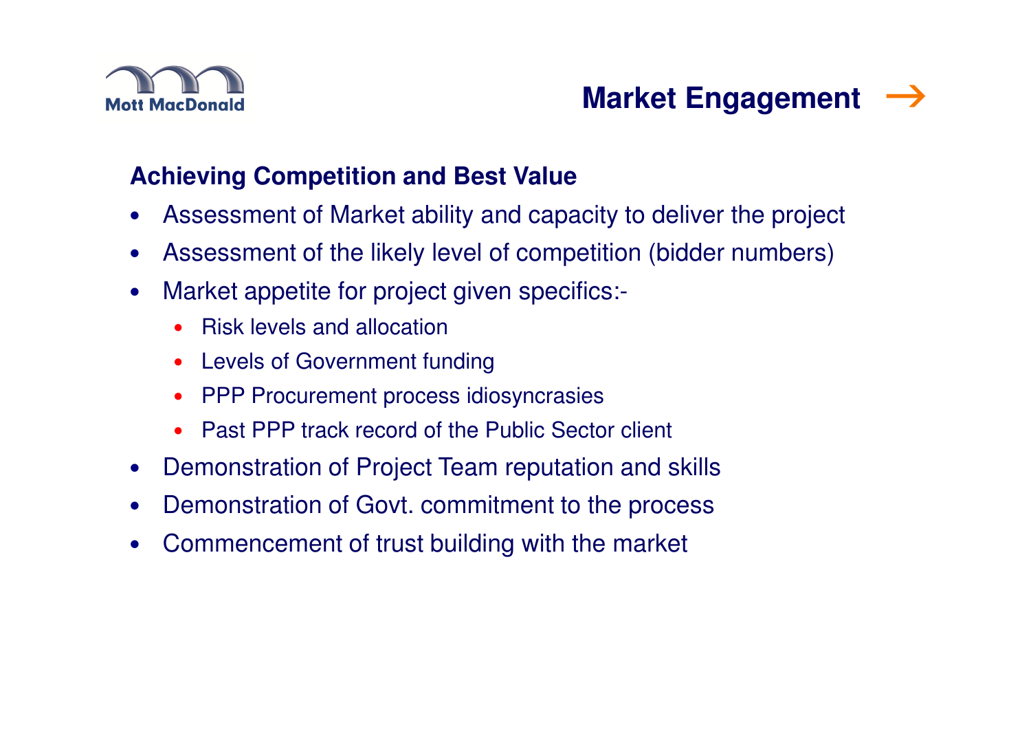Mott MacDonald

# Market Engagement →

## Achieving Competition and Best Value

- Assessment of Market ability and capacity to deliver the project
- Assessment of the likely level of competition (bidder numbers)
- Market appetite for project given specifics:-
  - Risk levels and allocation
  - Levels of Government funding
  - PPP Procurement process idiosyncrasies
  - Past PPP track record of the Public Sector client
- Demonstration of Project Team reputation and skills
- Demonstration of Govt. commitment to the process
- Commencement of trust building with the market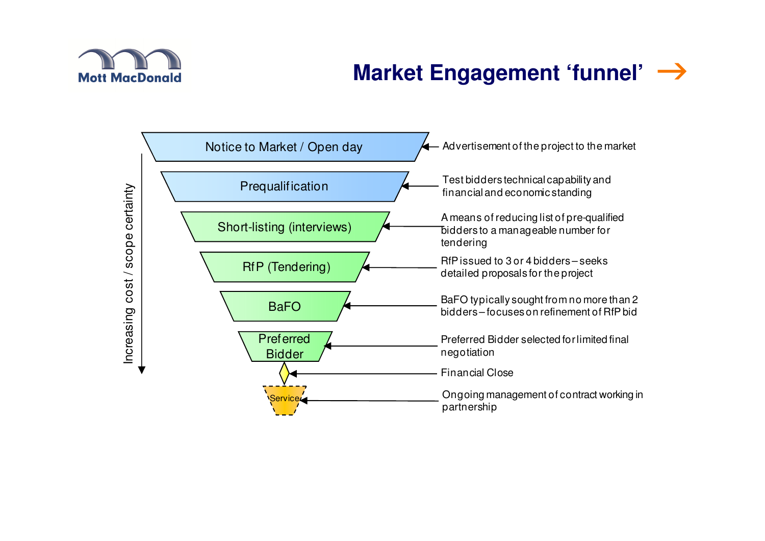# Market Engagement 'funnel'

*Increasing cost / scope certainty*

| Stage | Description |
| --- | --- |
| Notice to Market / Open day | Advertisement of the project to the market |
| Prequalification | Test bidders technical capability and financial and economic standing |
| Short-listing (interviews) | A means of reducing list of pre-qualified bidders to a manageable number for tendering |
| RfP (Tendering) | RfP issued to 3 or 4 bidders – seeks detailed proposals for the project |
| BaFO | BaFO typically sought from no more than 2 bidders – focuses on refinement of RfP bid |
| Preferred Bidder | Preferred Bidder selected for limited final negotiation |
| Financial Close | Financial Close |
| Service | Ongoing management of contract working in partnership |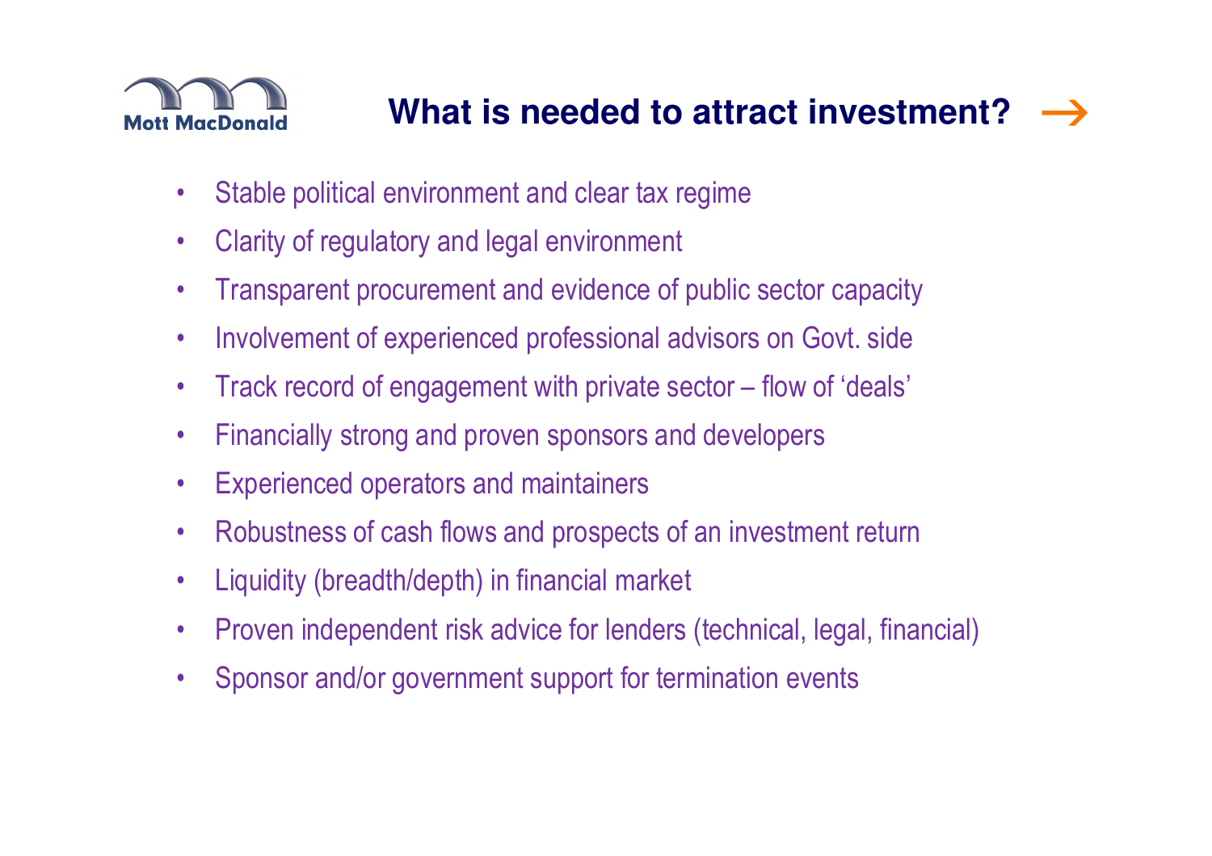# What is needed to attract investment?

- Stable political environment and clear tax regime
- Clarity of regulatory and legal environment
- Transparent procurement and evidence of public sector capacity
- Involvement of experienced professional advisors on Govt. side
- Track record of engagement with private sector – flow of 'deals'
- Financially strong and proven sponsors and developers
- Experienced operators and maintainers
- Robustness of cash flows and prospects of an investment return
- Liquidity (breadth/depth) in financial market
- Proven independent risk advice for lenders (technical, legal, financial)
- Sponsor and/or government support for termination events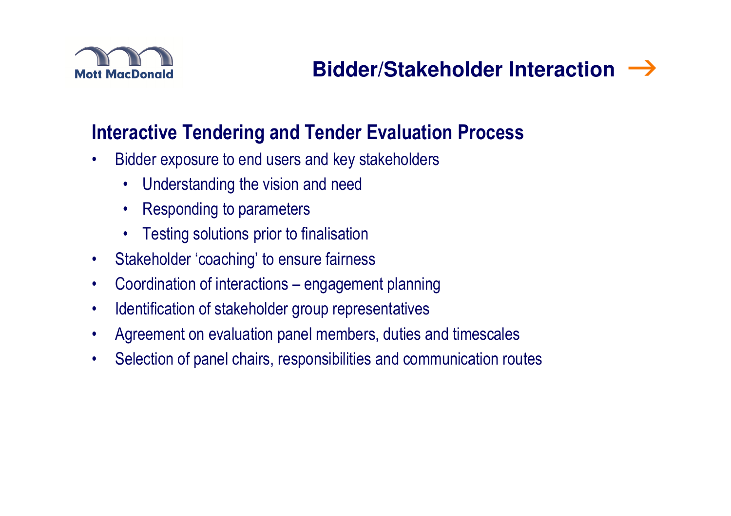# Bidder/Stakeholder Interaction →

## Interactive Tendering and Tender Evaluation Process

- Bidder exposure to end users and key stakeholders
  - Understanding the vision and need
  - Responding to parameters
  - Testing solutions prior to finalisation
- Stakeholder 'coaching' to ensure fairness
- Coordination of interactions – engagement planning
- Identification of stakeholder group representatives
- Agreement on evaluation panel members, duties and timescales
- Selection of panel chairs, responsibilities and communication routes